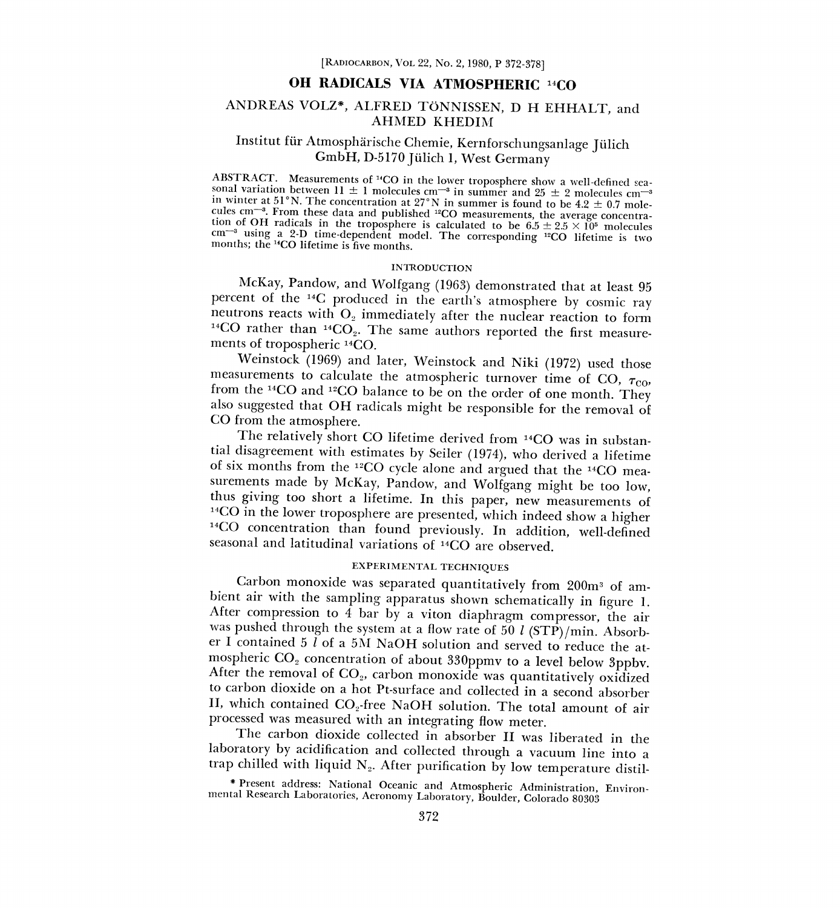# OH RADICALS VIA ATMOSPHERIC $^{14}CO$

ANDREAS VOLZ*, ALFRED TÖNNISSEN, D H EHHALT, and AHMED KHEDIM

Institut für Atmosphärische Chemie, Kernforschungsanlage Jülich GmbH, D-5170 Jülich 1, West Germany

ABSTRACT. Measurements of $^{14}CO$ in the lower troposphere show a well-defined seasonal variation between 11 ± 1 molecules $cm^{-3}$ in summer and 25 ± 2 molecules $cm^{-3}$ in winter at 51°N. The concentration at 27°N in summer is found to be 4.2 ± 0.7 molecules $cm^{-3}$. From these data and published $^{12}CO$ measurements, the average concentration of OH radicals in the troposphere is calculated to be $6.5 \pm 2.5 \times 10^5$ molecules $cm^{-3}$ using a 2-D time-dependent model. The corresponding $^{12}CO$ lifetime is two months; the $^{14}CO$ lifetime is five months.

## INTRODUCTION

McKay, Pandow, and Wolfgang (1963) demonstrated that at least 95 percent of the $^{14}C$ produced in the earth's atmosphere by cosmic ray neutrons reacts with $O_2$ immediately after the nuclear reaction to form $^{14}CO$ rather than $^{14}CO_2$. The same authors reported the first measurements of tropospheric $^{14}CO$.

Weinstock (1969) and later, Weinstock and Niki (1972) used those measurements to calculate the atmospheric turnover time of CO, $\tau_{CO}$, from the $^{14}CO$ and $^{12}CO$ balance to be on the order of one month. They also suggested that OH radicals might be responsible for the removal of CO from the atmosphere.

The relatively short CO lifetime derived from $^{14}CO$ was in substantial disagreement with estimates by Seiler (1974), who derived a lifetime of six months from the $^{12}CO$ cycle alone and argued that the $^{14}CO$ measurements made by McKay, Pandow, and Wolfgang might be too low, thus giving too short a lifetime. In this paper, new measurements of $^{14}CO$ in the lower troposphere are presented, which indeed show a higher $^{14}CO$ concentration than found previously. In addition, well-defined seasonal and latitudinal variations of $^{14}CO$ are observed.

## EXPERIMENTAL TECHNIQUES

Carbon monoxide was separated quantitatively from $200m^3$ of ambient air with the sampling apparatus shown schematically in figure 1. After compression to 4 bar by a viton diaphragm compressor, the air was pushed through the system at a flow rate of 50 *l* (STP)/min. Absorber I contained 5 *l* of a 5M NaOH solution and served to reduce the atmospheric $CO_2$ concentration of about 330ppmv to a level below 3ppbv. After the removal of $CO_2$, carbon monoxide was quantitatively oxidized to carbon dioxide on a hot Pt-surface and collected in a second absorber II, which contained $CO_2$-free NaOH solution. The total amount of air processed was measured with an integrating flow meter.

The carbon dioxide collected in absorber II was liberated in the laboratory by acidification and collected through a vacuum line into a trap chilled with liquid $N_2$. After purification by low temperature distil-

\* Present address: National Oceanic and Atmospheric Administration, Environmental Research Laboratories, Aeronomy Laboratory, Boulder, Colorado 80303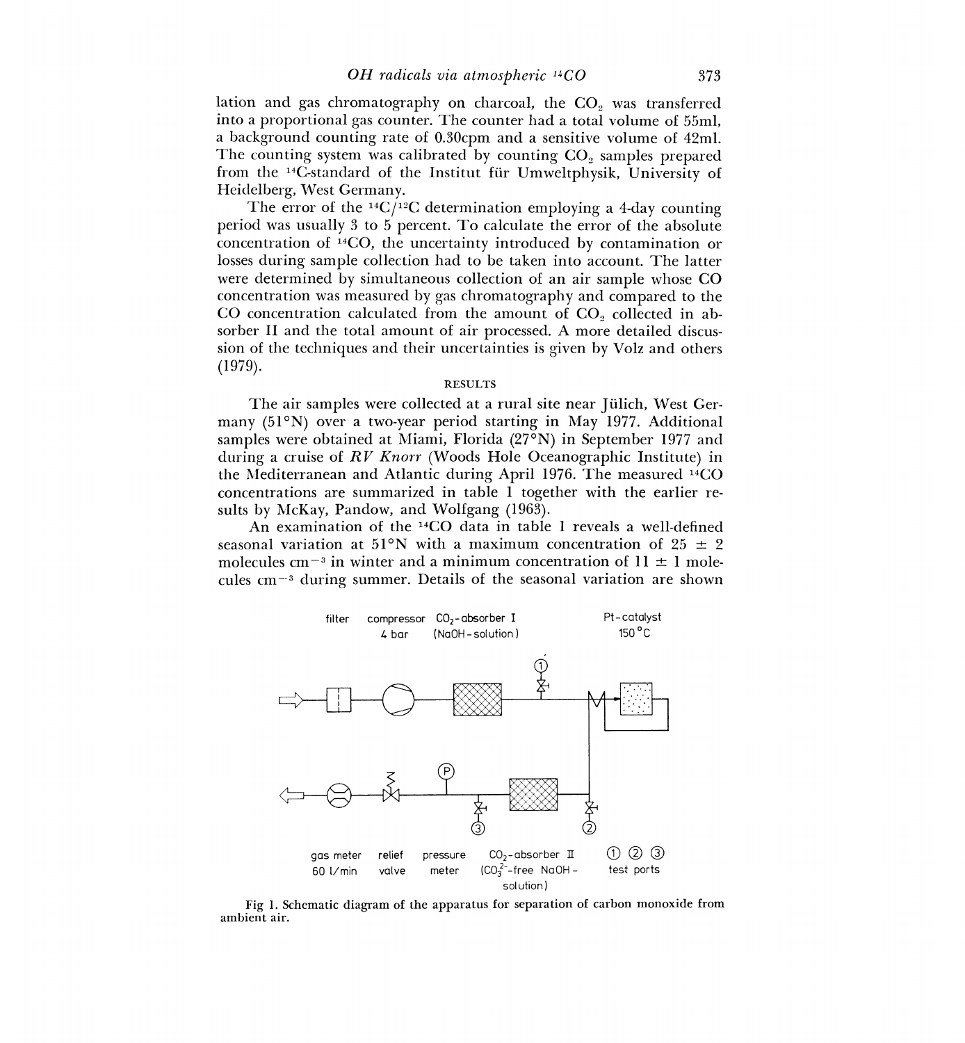lation and gas chromatography on charcoal, the $CO_2$ was transferred into a proportional gas counter. The counter had a total volume of 55ml, a background counting rate of 0.30cpm and a sensitive volume of 42ml. The counting system was calibrated by counting $CO_2$ samples prepared from the $^{14}C$-standard of the Institut für Umweltphysik, University of Heidelberg, West Germany.

The error of the $^{14}C/^{12}C$ determination employing a 4-day counting period was usually 3 to 5 percent. To calculate the error of the absolute concentration of $^{14}CO$, the uncertainty introduced by contamination or losses during sample collection had to be taken into account. The latter were determined by simultaneous collection of an air sample whose CO concentration was measured by gas chromatography and compared to the CO concentration calculated from the amount of $CO_2$ collected in absorber II and the total amount of air processed. A more detailed discussion of the techniques and their uncertainties is given by Volz and others (1979).

## RESULTS

The air samples were collected at a rural site near Jülich, West Germany (51°N) over a two-year period starting in May 1977. Additional samples were obtained at Miami, Florida (27°N) in September 1977 and during a cruise of *RV Knorr* (Woods Hole Oceanographic Institute) in the Mediterranean and Atlantic during April 1976. The measured $^{14}CO$ concentrations are summarized in table 1 together with the earlier results by McKay, Pandow, and Wolfgang (1963).

An examination of the $^{14}CO$ data in table 1 reveals a well-defined seasonal variation at 51°N with a maximum concentration of $25 \pm 2$ molecules $cm^{-3}$ in winter and a minimum concentration of $11 \pm 1$ molecules $cm^{-3}$ during summer. Details of the seasonal variation are shown

filter — compressor 4 bar — $CO_2$-absorber I (NaOH-solution) — Pt-catalyst 150 °C

gas meter 60 l/min — relief valve — pressure meter — $CO_2$-absorber II ($CO_3^{2-}$-free NaOH-solution) — ① ② ③ test ports

Fig 1. Schematic diagram of the apparatus for separation of carbon monoxide from ambient air.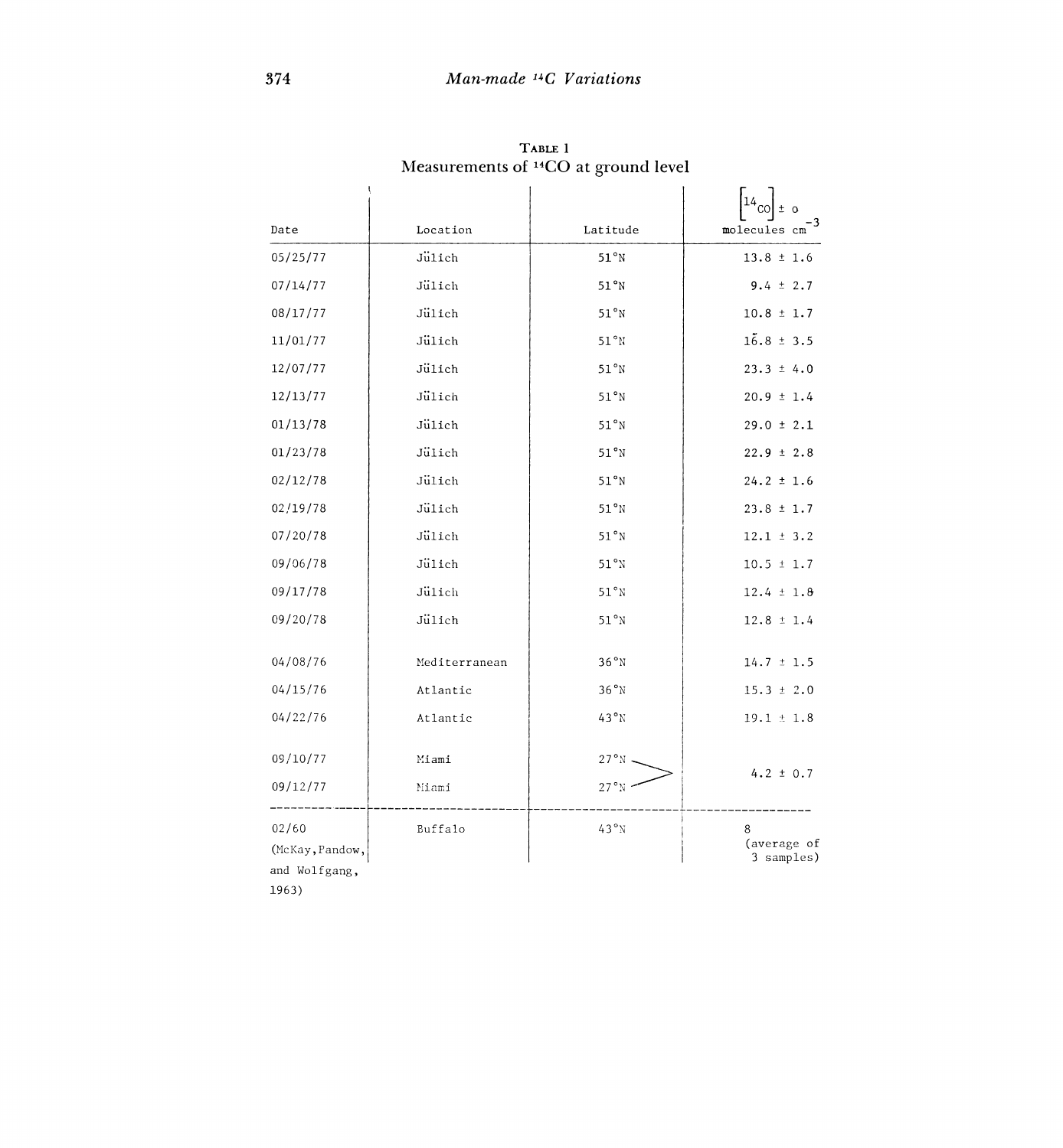**TABLE 1**
Measurements of $^{14}CO$ at ground level

| Date | Location | Latitude | $[^{14}CO] \pm \sigma$ molecules $cm^{-3}$ |
|---|---|---|---|
| 05/25/77 | Jülich | 51°N | 13.8 ± 1.6 |
| 07/14/77 | Jülich | 51°N | 9.4 ± 2.7 |
| 08/17/77 | Jülich | 51°N | 10.8 ± 1.7 |
| 11/01/77 | Jülich | 51°N | 16.8 ± 3.5 |
| 12/07/77 | Jülich | 51°N | 23.3 ± 4.0 |
| 12/13/77 | Jülich | 51°N | 20.9 ± 1.4 |
| 01/13/78 | Jülich | 51°N | 29.0 ± 2.1 |
| 01/23/78 | Jülich | 51°N | 22.9 ± 2.8 |
| 02/12/78 | Jülich | 51°N | 24.2 ± 1.6 |
| 02/19/78 | Jülich | 51°N | 23.8 ± 1.7 |
| 07/20/78 | Jülich | 51°N | 12.1 ± 3.2 |
| 09/06/78 | Jülich | 51°N | 10.5 ± 1.7 |
| 09/17/78 | Jülich | 51°N | 12.4 ± 1.8 |
| 09/20/78 | Jülich | 51°N | 12.8 ± 1.4 |
| 04/08/76 | Mediterranean | 36°N | 14.7 ± 1.5 |
| 04/15/76 | Atlantic | 36°N | 15.3 ± 2.0 |
| 04/22/76 | Atlantic | 43°N | 19.1 ± 1.8 |
| 09/10/77 | Miami | 27°N | 4.2 ± 0.7 |
| 09/12/77 | Miami | 27°N | |
| 02/60 (McKay, Pandow, and Wolfgang, 1963) | Buffalo | 43°N | 8 (average of 3 samples) |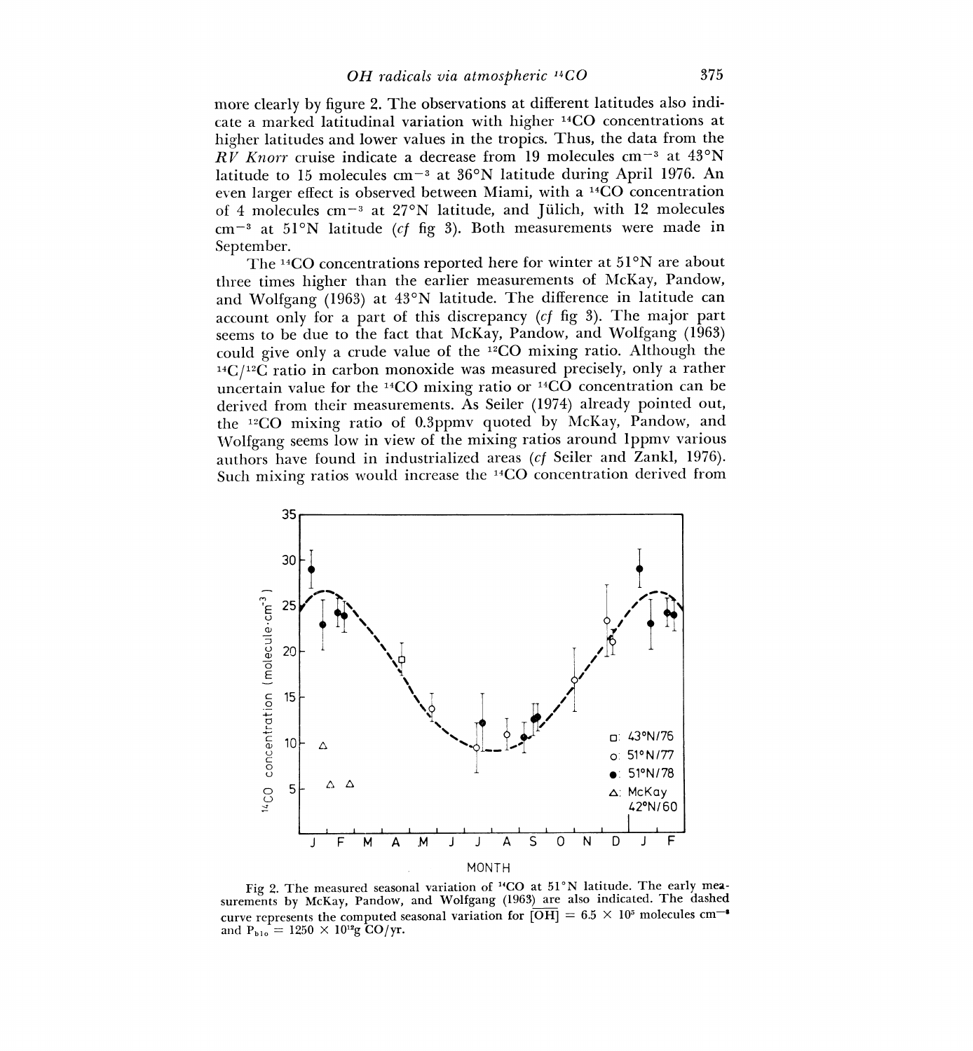more clearly by figure 2. The observations at different latitudes also indicate a marked latitudinal variation with higher $^{14}CO$ concentrations at higher latitudes and lower values in the tropics. Thus, the data from the *RV Knorr* cruise indicate a decrease from 19 molecules $cm^{-3}$ at 43°N latitude to 15 molecules $cm^{-3}$ at 36°N latitude during April 1976. An even larger effect is observed between Miami, with a $^{14}CO$ concentration of 4 molecules $cm^{-3}$ at 27°N latitude, and Jülich, with 12 molecules $cm^{-3}$ at 51°N latitude (*cf* fig 3). Both measurements were made in September.

The $^{14}CO$ concentrations reported here for winter at 51°N are about three times higher than the earlier measurements of McKay, Pandow, and Wolfgang (1963) at 43°N latitude. The difference in latitude can account only for a part of this discrepancy (*cf* fig 3). The major part seems to be due to the fact that McKay, Pandow, and Wolfgang (1963) could give only a crude value of the $^{12}CO$ mixing ratio. Although the $^{14}C/^{12}C$ ratio in carbon monoxide was measured precisely, only a rather uncertain value for the $^{14}CO$ mixing ratio or $^{14}CO$ concentration can be derived from their measurements. As Seiler (1974) already pointed out, the $^{12}CO$ mixing ratio of 0.3ppmv quoted by McKay, Pandow, and Wolfgang seems low in view of the mixing ratios around 1ppmv various authors have found in industrialized areas (*cf* Seiler and Zankl, 1976). Such mixing ratios would increase the $^{14}CO$ concentration derived from

Fig 2. The measured seasonal variation of $^{14}CO$ at 51°N latitude. The early measurements by McKay, Pandow, and Wolfgang (1963) are also indicated. The dashed curve represents the computed seasonal variation for $\overline{[OH]} = 6.5 \times 10^5$ molecules $cm^{-3}$ and $P_{bio} = 1250 \times 10^{12}$g CO/yr.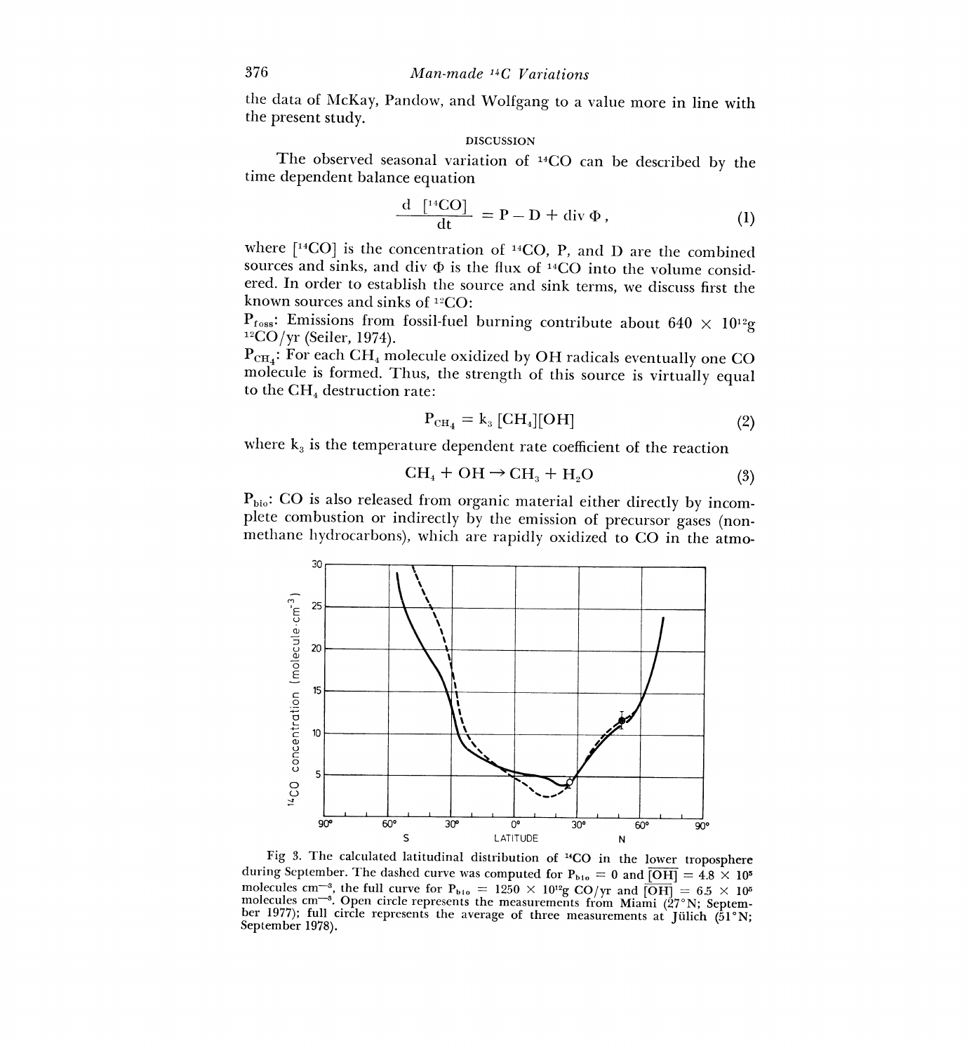the data of McKay, Pandow, and Wolfgang to a value more in line with the present study.

## DISCUSSION

The observed seasonal variation of $^{14}CO$ can be described by the time dependent balance equation

$$\frac{d\,[^{14}CO]}{dt} = P - D + \text{div}\,\Phi\,, \tag{1}$$

where $[^{14}CO]$ is the concentration of $^{14}CO$, P, and D are the combined sources and sinks, and div $\Phi$ is the flux of $^{14}CO$ into the volume considered. In order to establish the source and sink terms, we discuss first the known sources and sinks of $^{12}CO$:

$P_{foss}$: Emissions from fossil-fuel burning contribute about $640 \times 10^{12}$g $^{12}CO$/yr (Seiler, 1974).

$P_{CH_4}$: For each $CH_4$ molecule oxidized by OH radicals eventually one CO molecule is formed. Thus, the strength of this source is virtually equal to the $CH_4$ destruction rate:

$$P_{CH_4} = k_3\,[CH_4][OH] \tag{2}$$

where $k_3$ is the temperature dependent rate coefficient of the reaction

$$CH_4 + OH \rightarrow CH_3 + H_2O \tag{3}$$

$P_{bio}$: CO is also released from organic material either directly by incomplete combustion or indirectly by the emission of precursor gases (non-methane hydrocarbons), which are rapidly oxidized to CO in the atmo-

Fig 3. The calculated latitudinal distribution of $^{14}CO$ in the lower troposphere during September. The dashed curve was computed for $P_{bio} = 0$ and $\overline{[OH]} = 4.8 \times 10^5$ molecules cm$^{-3}$, the full curve for $P_{bio} = 1250 \times 10^{12}$g CO/yr and $\overline{[OH]} = 6.5 \times 10^5$ molecules cm$^{-3}$. Open circle represents the measurements from Miami (27°N; September 1977); full circle represents the average of three measurements at Jülich (51°N; September 1978).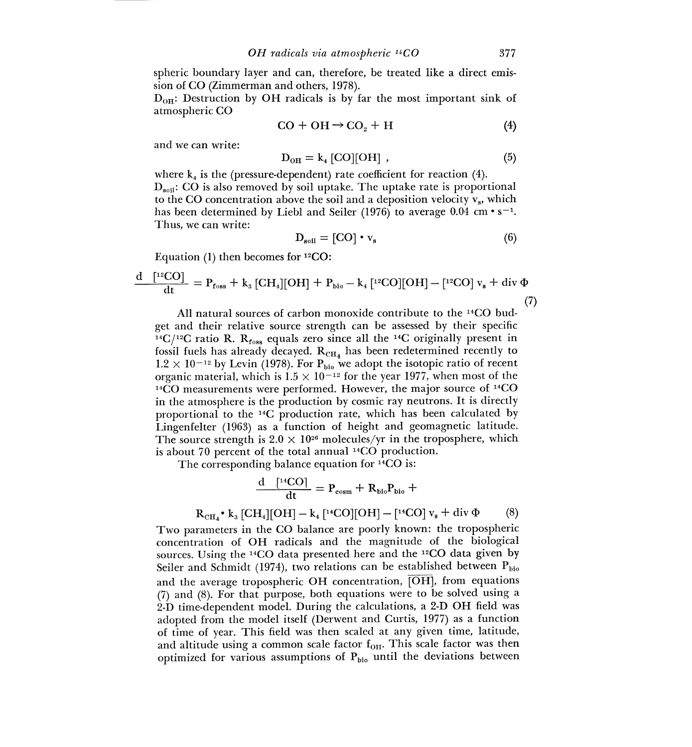spheric boundary layer and can, therefore, be treated like a direct emission of CO (Zimmerman and others, 1978).

$D_{OH}$: Destruction by OH radicals is by far the most important sink of atmospheric CO

$$CO + OH \rightarrow CO_2 + H \tag{4}$$

and we can write:

$$D_{OH} = k_4 [CO][OH] , \tag{5}$$

where $k_4$ is the (pressure-dependent) rate coefficient for reaction (4).

$D_{soil}$: CO is also removed by soil uptake. The uptake rate is proportional to the CO concentration above the soil and a deposition velocity $v_s$, which has been determined by Liebl and Seiler (1976) to average 0.04 $cm \cdot s^{-1}$. Thus, we can write:

$$D_{soil} = [CO] \cdot v_s \tag{6}$$

Equation (1) then becomes for $^{12}CO$:

$$\frac{d\ [^{12}CO]}{dt} = P_{foss} + k_3 [CH_4][OH] + P_{bio} - k_4 [^{12}CO][OH] - [^{12}CO]\ v_s + \text{div}\ \Phi \tag{7}$$

All natural sources of carbon monoxide contribute to the $^{14}CO$ budget and their relative source strength can be assessed by their specific $^{14}C/^{12}C$ ratio R. $R_{foss}$ equals zero since all the $^{14}C$ originally present in fossil fuels has already decayed. $R_{CH_4}$ has been redetermined recently to $1.2 \times 10^{-12}$ by Levin (1978). For $P_{bio}$ we adopt the isotopic ratio of recent organic material, which is $1.5 \times 10^{-12}$ for the year 1977, when most of the $^{14}CO$ measurements were performed. However, the major source of $^{14}CO$ in the atmosphere is the production by cosmic ray neutrons. It is directly proportional to the $^{14}C$ production rate, which has been calculated by Lingenfelter (1963) as a function of height and geomagnetic latitude. The source strength is $2.0 \times 10^{26}$ molecules/yr in the troposphere, which is about 70 percent of the total annual $^{14}CO$ production.

The corresponding balance equation for $^{14}CO$ is:

$$\frac{d\ [^{14}CO]}{dt} = P_{cosm} + R_{bio}P_{bio} +$$

$$R_{CH_4} \cdot k_3 [CH_4][OH] - k_4 [^{14}CO][OH] - [^{14}CO]\ v_s + \text{div}\ \Phi \tag{8}$$

Two parameters in the CO balance are poorly known: the tropospheric concentration of OH radicals and the magnitude of the biological sources. Using the $^{14}CO$ data presented here and the $^{12}CO$ data given by Seiler and Schmidt (1974), two relations can be established between $P_{bio}$ and the average tropospheric OH concentration, $\overline{[OH]}$, from equations (7) and (8). For that purpose, both equations were to be solved using a 2-D time-dependent model. During the calculations, a 2-D OH field was adopted from the model itself (Derwent and Curtis, 1977) as a function of time of year. This field was then scaled at any given time, latitude, and altitude using a common scale factor $f_{OH}$. This scale factor was then optimized for various assumptions of $P_{bio}$ until the deviations between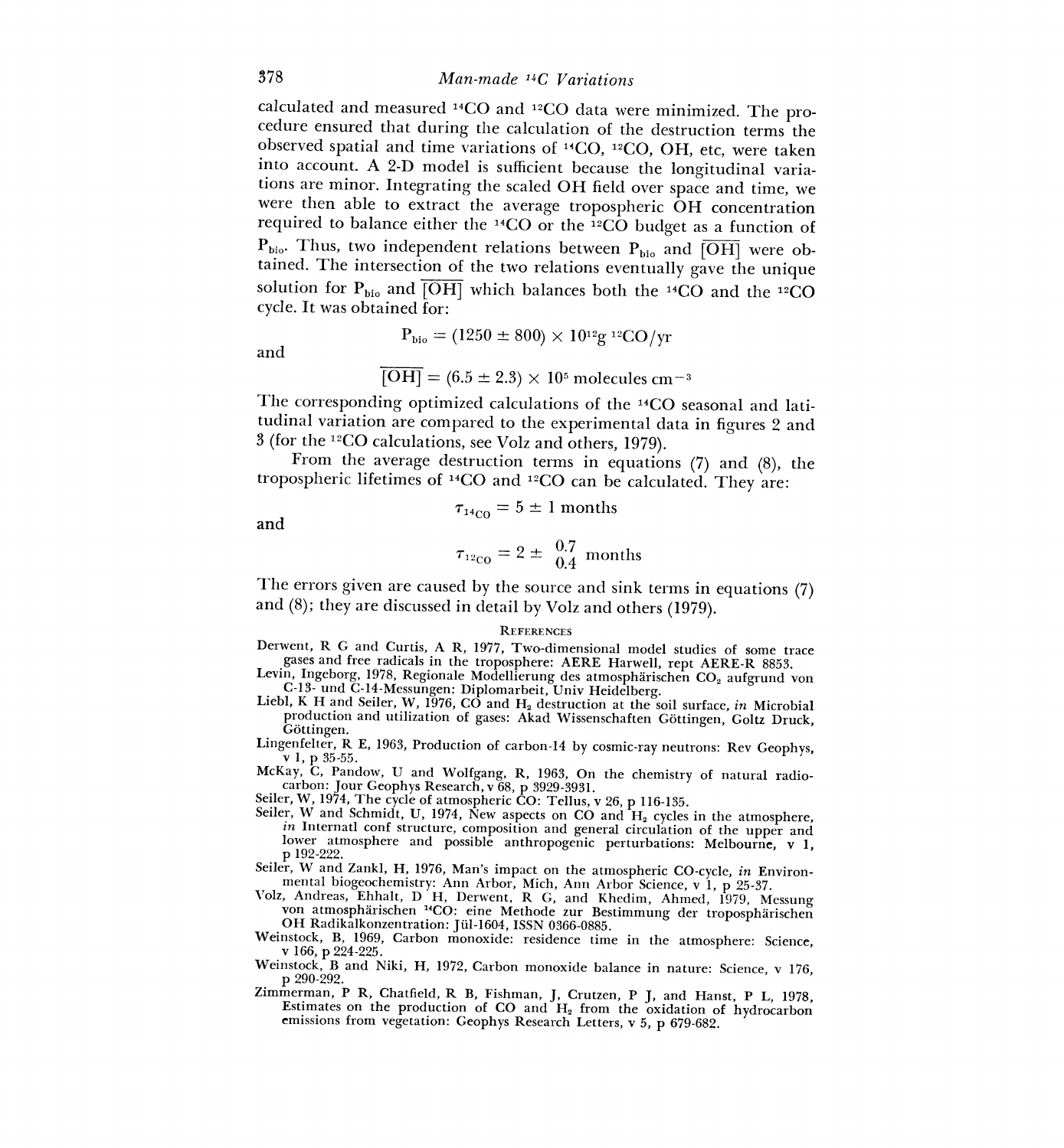calculated and measured $^{14}CO$ and $^{12}CO$ data were minimized. The procedure ensured that during the calculation of the destruction terms the observed spatial and time variations of $^{14}CO$, $^{12}CO$, OH, etc, were taken into account. A 2-D model is sufficient because the longitudinal variations are minor. Integrating the scaled OH field over space and time, we were then able to extract the average tropospheric OH concentration required to balance either the $^{14}CO$ or the $^{12}CO$ budget as a function of $P_{bio}$. Thus, two independent relations between $P_{bio}$ and $\overline{[OH]}$ were obtained. The intersection of the two relations eventually gave the unique solution for $P_{bio}$ and $\overline{[OH]}$ which balances both the $^{14}CO$ and the $^{12}CO$ cycle. It was obtained for:

$$P_{bio} = (1250 \pm 800) \times 10^{12} \text{g } ^{12}CO/\text{yr}$$

and

$$\overline{[OH]} = (6.5 \pm 2.3) \times 10^{5} \text{ molecules cm}^{-3}$$

The corresponding optimized calculations of the $^{14}CO$ seasonal and latitudinal variation are compared to the experimental data in figures 2 and 3 (for the $^{12}CO$ calculations, see Volz and others, 1979).

From the average destruction terms in equations (7) and (8), the tropospheric lifetimes of $^{14}CO$ and $^{12}CO$ can be calculated. They are:

$$\tau_{^{14}CO} = 5 \pm 1 \text{ months}$$

and

$$\tau_{^{12}CO} = 2 \pm \begin{matrix} 0.7 \\ 0.4 \end{matrix} \text{ months}$$

The errors given are caused by the source and sink terms in equations (7) and (8); they are discussed in detail by Volz and others (1979).

## References

Derwent, R G and Curtis, A R, 1977, Two-dimensional model studies of some trace gases and free radicals in the troposphere: AERE Harwell, rept AERE-R 8853.

Levin, Ingeborg, 1978, Regionale Modellierung des atmosphärischen $CO_2$ aufgrund von C-13- und C-14-Messungen: Diplomarbeit, Univ Heidelberg.

Liebl, K H and Seiler, W, 1976, CO and $H_2$ destruction at the soil surface, *in* Microbial production and utilization of gases: Akad Wissenschaften Göttingen, Goltz Druck, Göttingen.

Lingenfelter, R E, 1963, Production of carbon-14 by cosmic-ray neutrons: Rev Geophys, v 1, p 35-55.

McKay, C, Pandow, U and Wolfgang, R, 1963, On the chemistry of natural radiocarbon: Jour Geophys Research, v 68, p 3929-3931.

Seiler, W, 1974, The cycle of atmospheric CO: Tellus, v 26, p 116-135.

Seiler, W and Schmidt, U, 1974, New aspects on CO and $H_2$ cycles in the atmosphere, *in* Internatl conf structure, composition and general circulation of the upper and lower atmosphere and possible anthropogenic perturbations: Melbourne, v 1, p 192-222.

Seiler, W and Zankl, H, 1976, Man's impact on the atmospheric CO-cycle, *in* Environmental biogeochemistry: Ann Arbor, Mich, Ann Arbor Science, v 1, p 25-37.

Volz, Andreas, Ehhalt, D H, Derwent, R G, and Khedim, Ahmed, 1979, Messung von atmosphärischen $^{14}CO$: eine Methode zur Bestimmung der troposphärischen OH Radikalkonzentration: Jül-1604, ISSN 0366-0885.

Weinstock, B, 1969, Carbon monoxide: residence time in the atmosphere: Science, v 166, p 224-225.

Weinstock, B and Niki, H, 1972, Carbon monoxide balance in nature: Science, v 176, p 290-292.

Zimmerman, P R, Chatfield, R B, Fishman, J, Crutzen, P J, and Hanst, P L, 1978, Estimates on the production of CO and $H_2$ from the oxidation of hydrocarbon emissions from vegetation: Geophys Research Letters, v 5, p 679-682.